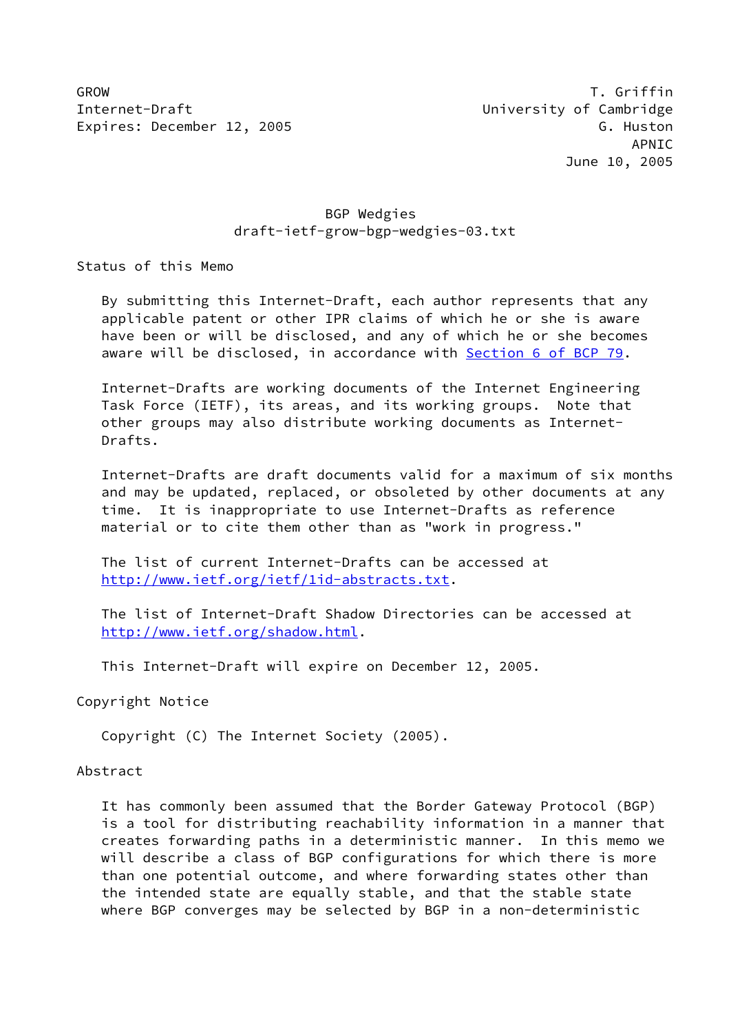GROW T. Griffin
Internet-Draft University of Cambridge
Expires: December 12, 2005 G. Huston
APNIC
June 10, 2005

# BGP Wedgies
draft-ietf-grow-bgp-wedgies-03.txt

## Status of this Memo

By submitting this Internet-Draft, each author represents that any applicable patent or other IPR claims of which he or she is aware have been or will be disclosed, and any of which he or she becomes aware will be disclosed, in accordance with Section 6 of BCP 79.

Internet-Drafts are working documents of the Internet Engineering Task Force (IETF), its areas, and its working groups. Note that other groups may also distribute working documents as Internet-Drafts.

Internet-Drafts are draft documents valid for a maximum of six months and may be updated, replaced, or obsoleted by other documents at any time. It is inappropriate to use Internet-Drafts as reference material or to cite them other than as "work in progress."

The list of current Internet-Drafts can be accessed at http://www.ietf.org/ietf/1id-abstracts.txt.

The list of Internet-Draft Shadow Directories can be accessed at http://www.ietf.org/shadow.html.

This Internet-Draft will expire on December 12, 2005.

## Copyright Notice

Copyright (C) The Internet Society (2005).

## Abstract

It has commonly been assumed that the Border Gateway Protocol (BGP) is a tool for distributing reachability information in a manner that creates forwarding paths in a deterministic manner. In this memo we will describe a class of BGP configurations for which there is more than one potential outcome, and where forwarding states other than the intended state are equally stable, and that the stable state where BGP converges may be selected by BGP in a non-deterministic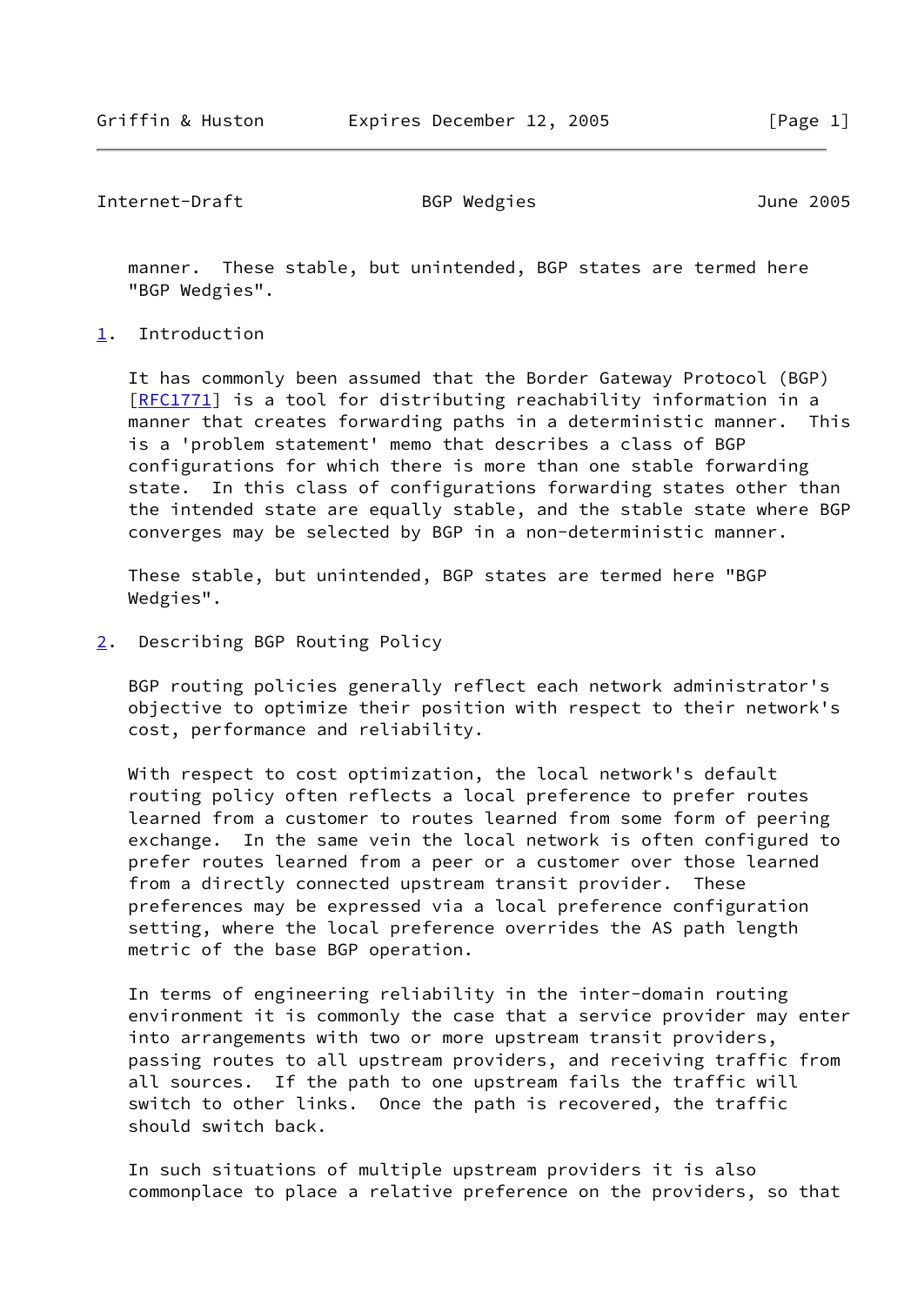manner.  These stable, but unintended, BGP states are termed here "BGP Wedgies".

## 1. Introduction

It has commonly been assumed that the Border Gateway Protocol (BGP) [RFC1771] is a tool for distributing reachability information in a manner that creates forwarding paths in a deterministic manner.  This is a 'problem statement' memo that describes a class of BGP configurations for which there is more than one stable forwarding state.  In this class of configurations forwarding states other than the intended state are equally stable, and the stable state where BGP converges may be selected by BGP in a non-deterministic manner.

These stable, but unintended, BGP states are termed here "BGP Wedgies".

## 2. Describing BGP Routing Policy

BGP routing policies generally reflect each network administrator's objective to optimize their position with respect to their network's cost, performance and reliability.

With respect to cost optimization, the local network's default routing policy often reflects a local preference to prefer routes learned from a customer to routes learned from some form of peering exchange.  In the same vein the local network is often configured to prefer routes learned from a peer or a customer over those learned from a directly connected upstream transit provider.  These preferences may be expressed via a local preference configuration setting, where the local preference overrides the AS path length metric of the base BGP operation.

In terms of engineering reliability in the inter-domain routing environment it is commonly the case that a service provider may enter into arrangements with two or more upstream transit providers, passing routes to all upstream providers, and receiving traffic from all sources.  If the path to one upstream fails the traffic will switch to other links.  Once the path is recovered, the traffic should switch back.

In such situations of multiple upstream providers it is also commonplace to place a relative preference on the providers, so that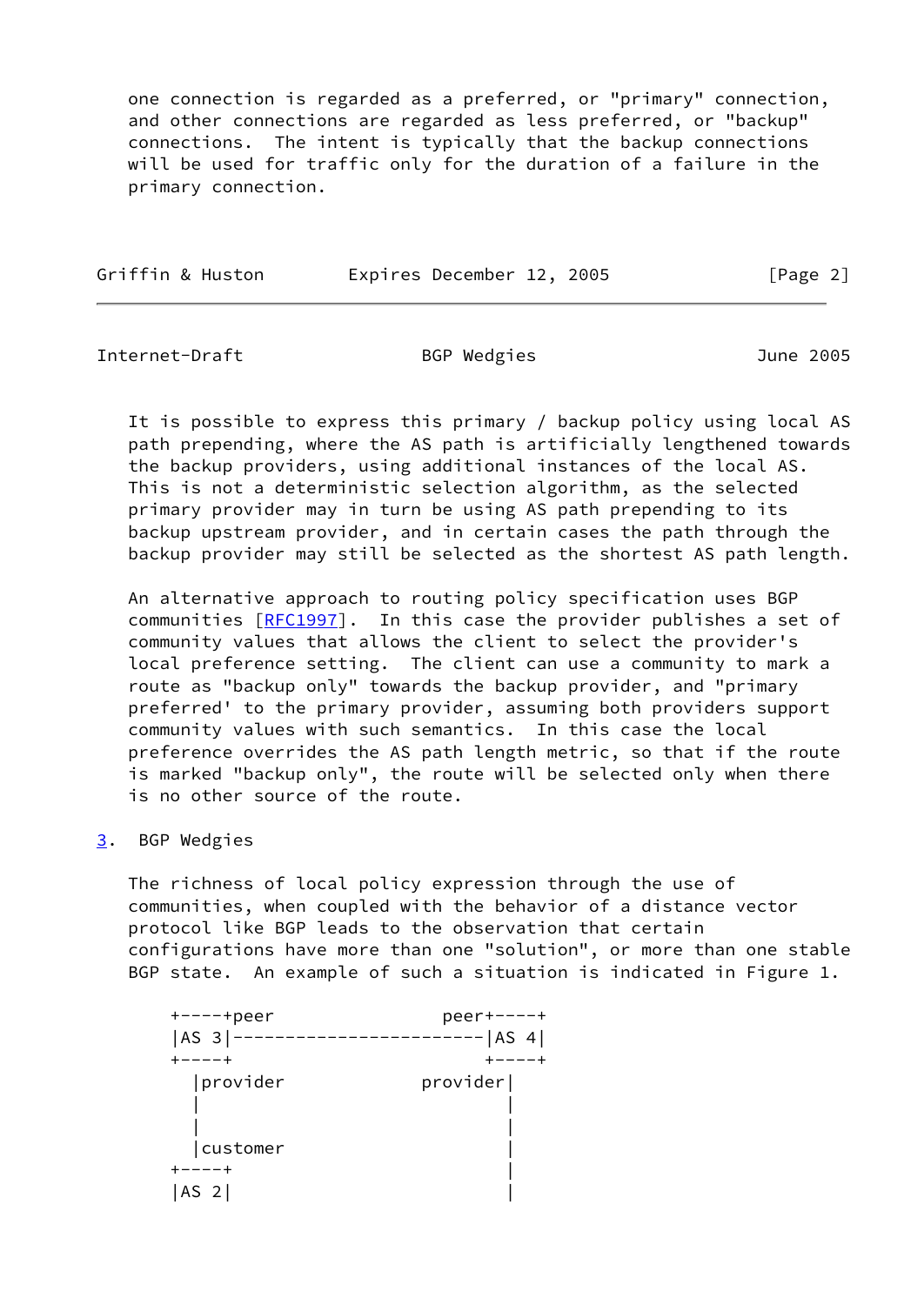one connection is regarded as a preferred, or "primary" connection, and other connections are regarded as less preferred, or "backup" connections. The intent is typically that the backup connections will be used for traffic only for the duration of a failure in the primary connection.

It is possible to express this primary / backup policy using local AS path prepending, where the AS path is artificially lengthened towards the backup providers, using additional instances of the local AS. This is not a deterministic selection algorithm, as the selected primary provider may in turn be using AS path prepending to its backup upstream provider, and in certain cases the path through the backup provider may still be selected as the shortest AS path length.

An alternative approach to routing policy specification uses BGP communities [RFC1997]. In this case the provider publishes a set of community values that allows the client to select the provider's local preference setting. The client can use a community to mark a route as "backup only" towards the backup provider, and "primary preferred' to the primary provider, assuming both providers support community values with such semantics. In this case the local preference overrides the AS path length metric, so that if the route is marked "backup only", the route will be selected only when there is no other source of the route.

## 3. BGP Wedgies

The richness of local policy expression through the use of communities, when coupled with the behavior of a distance vector protocol like BGP leads to the observation that certain configurations have more than one "solution", or more than one stable BGP state. An example of such a situation is indicated in Figure 1.

```
+----+peer                  peer+----+
|AS 3|------------------------|AS 4|
+----+                        +----+
  |provider              provider|
  |                              |
  |                              |
  |customer                      |
+----+                           |
|AS 2|                           |
```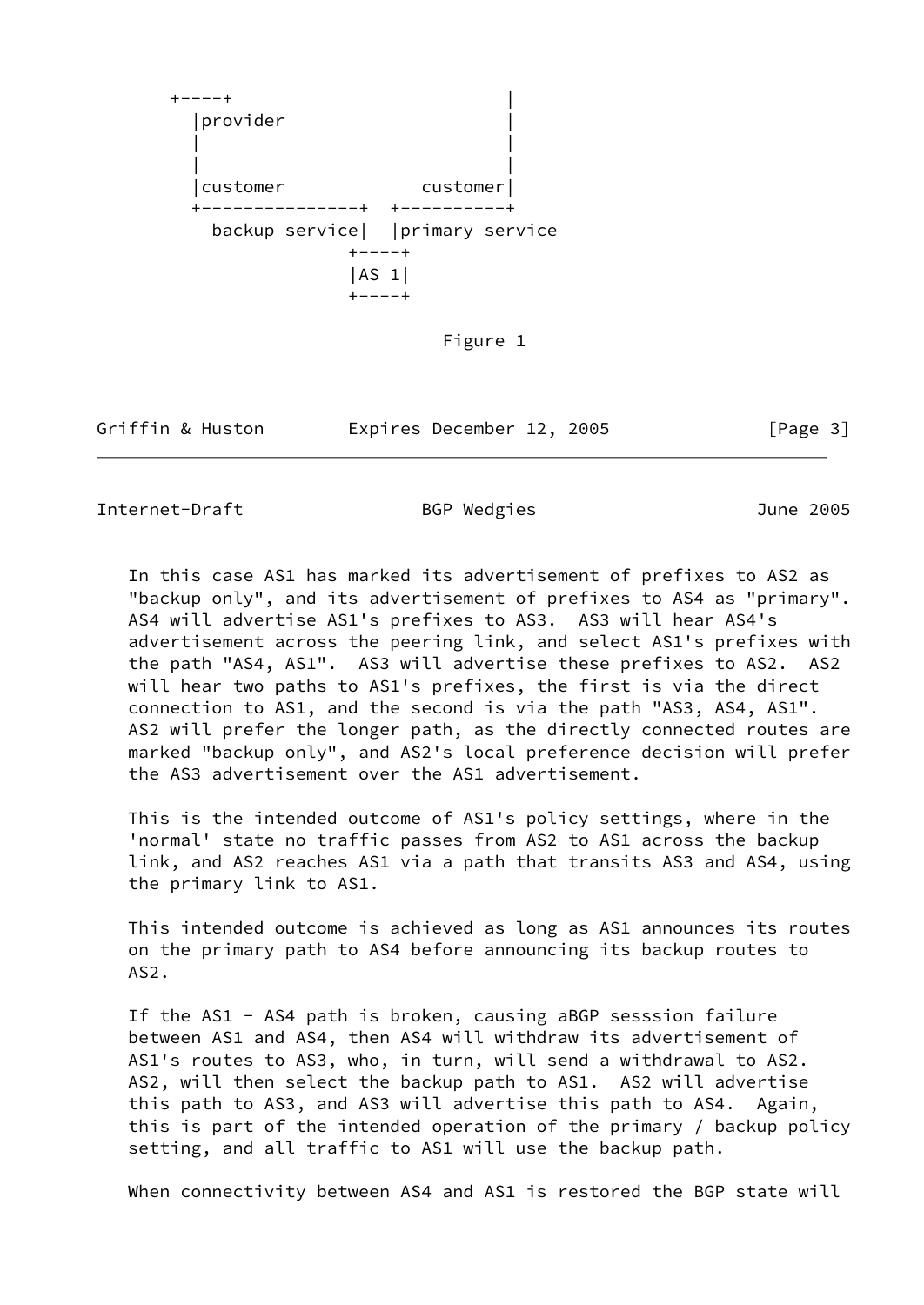```
      +----+                         |
        |provider                    |
        |                            |
        |                            |
        |customer            customer|
        +---------------+  +----------+
          backup service|  |primary service
                      +----+
                      |AS 1|
                      +----+
```

Figure 1

In this case AS1 has marked its advertisement of prefixes to AS2 as "backup only", and its advertisement of prefixes to AS4 as "primary". AS4 will advertise AS1's prefixes to AS3. AS3 will hear AS4's advertisement across the peering link, and select AS1's prefixes with the path "AS4, AS1". AS3 will advertise these prefixes to AS2. AS2 will hear two paths to AS1's prefixes, the first is via the direct connection to AS1, and the second is via the path "AS3, AS4, AS1". AS2 will prefer the longer path, as the directly connected routes are marked "backup only", and AS2's local preference decision will prefer the AS3 advertisement over the AS1 advertisement.

This is the intended outcome of AS1's policy settings, where in the 'normal' state no traffic passes from AS2 to AS1 across the backup link, and AS2 reaches AS1 via a path that transits AS3 and AS4, using the primary link to AS1.

This intended outcome is achieved as long as AS1 announces its routes on the primary path to AS4 before announcing its backup routes to AS2.

If the AS1 - AS4 path is broken, causing aBGP sesssion failure between AS1 and AS4, then AS4 will withdraw its advertisement of AS1's routes to AS3, who, in turn, will send a withdrawal to AS2. AS2, will then select the backup path to AS1. AS2 will advertise this path to AS3, and AS3 will advertise this path to AS4. Again, this is part of the intended operation of the primary / backup policy setting, and all traffic to AS1 will use the backup path.

When connectivity between AS4 and AS1 is restored the BGP state will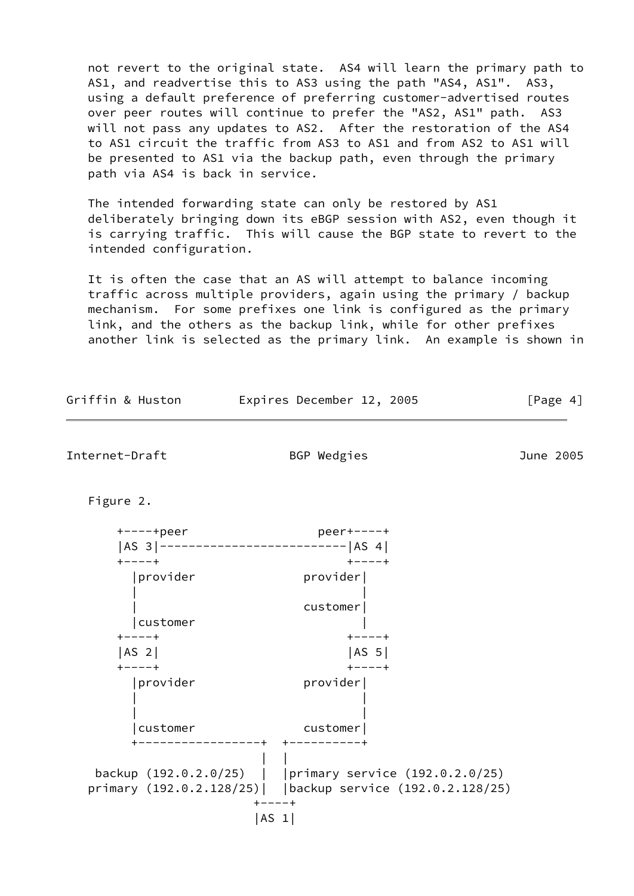not revert to the original state. AS4 will learn the primary path to AS1, and readvertise this to AS3 using the path "AS4, AS1". AS3, using a default preference of preferring customer-advertised routes over peer routes will continue to prefer the "AS2, AS1" path. AS3 will not pass any updates to AS2. After the restoration of the AS4 to AS1 circuit the traffic from AS3 to AS1 and from AS2 to AS1 will be presented to AS1 via the backup path, even through the primary path via AS4 is back in service.

The intended forwarding state can only be restored by AS1 deliberately bringing down its eBGP session with AS2, even though it is carrying traffic. This will cause the BGP state to revert to the intended configuration.

It is often the case that an AS will attempt to balance incoming traffic across multiple providers, again using the primary / backup mechanism. For some prefixes one link is configured as the primary link, and the others as the backup link, while for other prefixes another link is selected as the primary link. An example is shown in Figure 2.

```
    +----+peer                  peer+----+
    |AS 3|--------------------------|AS 4|
    +----+                          +----+
      |provider             provider|
      |                             |
      |                     customer|
      |customer                     |
    +----+                          +----+
    |AS 2|                          |AS 5|
    +----+                          +----+
      |provider             provider|
      |                             |
      |                             |
      |customer             customer|
      +-----------------+  +----------+
                        |  |
  backup (192.0.2.0/25) |  |primary service (192.0.2.0/25)
 primary (192.0.2.128/25)|  |backup service (192.0.2.128/25)
                      +----+
                      |AS 1|
```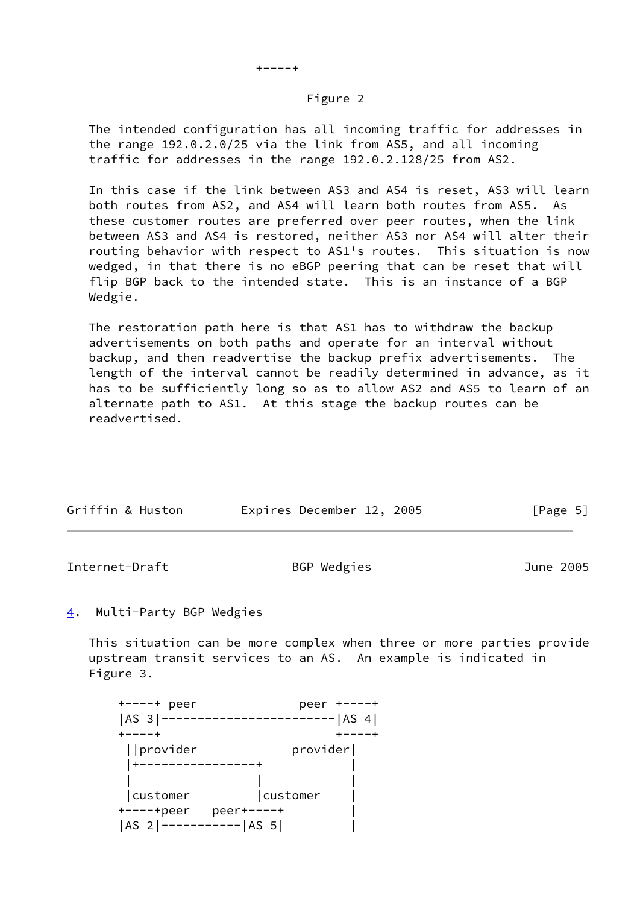```
                         +----+
```

Figure 2

The intended configuration has all incoming traffic for addresses in the range 192.0.2.0/25 via the link from AS5, and all incoming traffic for addresses in the range 192.0.2.128/25 from AS2.

In this case if the link between AS3 and AS4 is reset, AS3 will learn both routes from AS2, and AS4 will learn both routes from AS5. As these customer routes are preferred over peer routes, when the link between AS3 and AS4 is restored, neither AS3 nor AS4 will alter their routing behavior with respect to AS1's routes. This situation is now wedged, in that there is no eBGP peering that can be reset that will flip BGP back to the intended state. This is an instance of a BGP Wedgie.

The restoration path here is that AS1 has to withdraw the backup advertisements on both paths and operate for an interval without backup, and then readvertise the backup prefix advertisements. The length of the interval cannot be readily determined in advance, as it has to be sufficiently long so as to allow AS2 and AS5 to learn of an alternate path to AS1. At this stage the backup routes can be readvertised.

## 4. Multi-Party BGP Wedgies

This situation can be more complex when three or more parties provide upstream transit services to an AS. An example is indicated in Figure 3.

```
     +----+ peer              peer +----+
     |AS 3|------------------------|AS 4|
     +----+                        +----+
      ||provider            provider|
      |+----------------+           |
      |                 |           |
      |customer         |customer   |
     +----+peer   peer+----+        |
     |AS 2|-----------|AS 5|        |
```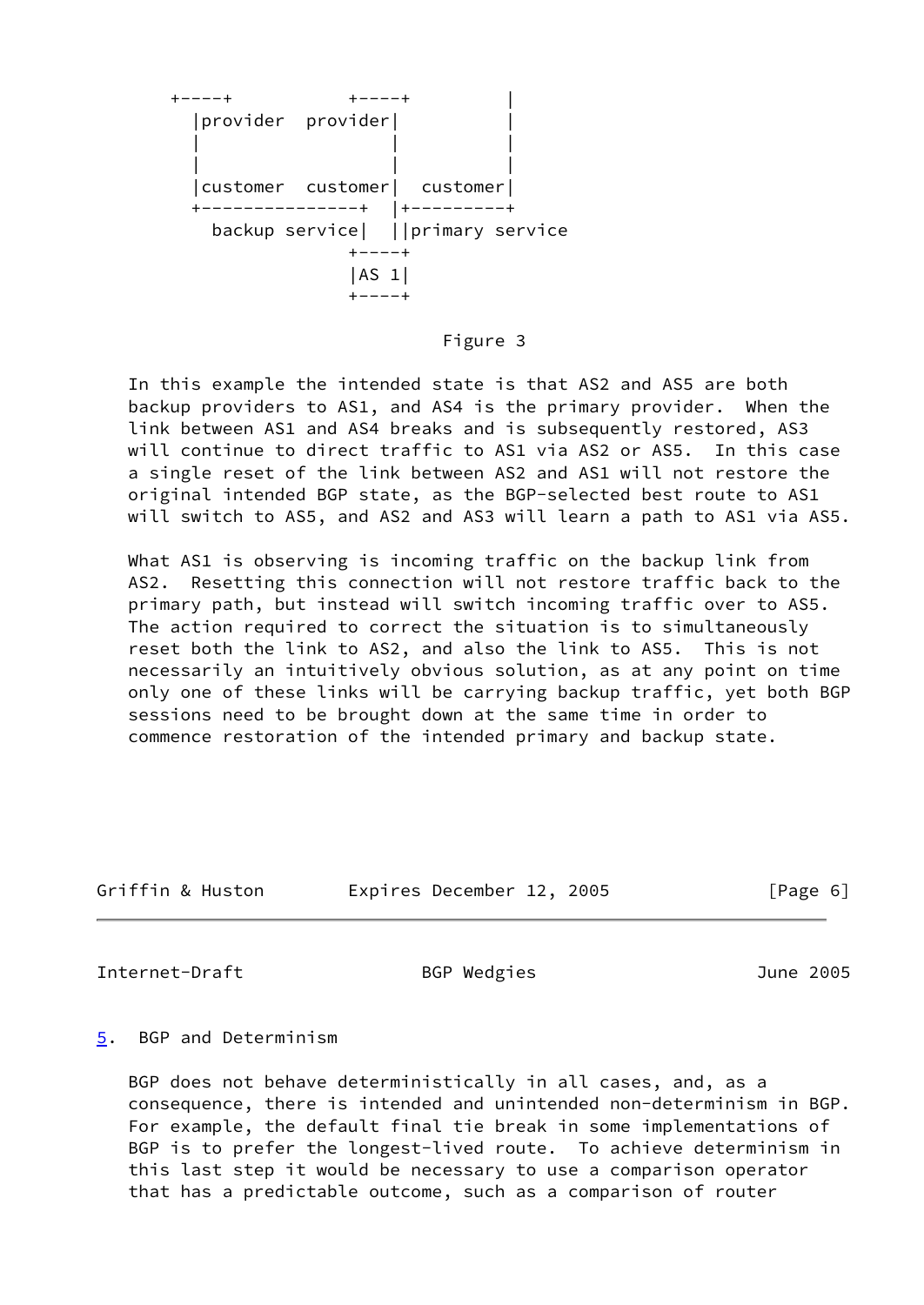```
    +----+           +----+          |
      |provider  provider|           |
      |                  |           |
      |                  |           |
      |customer  customer|  customer|
      +---------------+  |+---------+
        backup service|  ||primary service
                     +----+
                     |AS 1|
                     +----+
```

Figure 3

In this example the intended state is that AS2 and AS5 are both backup providers to AS1, and AS4 is the primary provider. When the link between AS1 and AS4 breaks and is subsequently restored, AS3 will continue to direct traffic to AS1 via AS2 or AS5. In this case a single reset of the link between AS2 and AS1 will not restore the original intended BGP state, as the BGP-selected best route to AS1 will switch to AS5, and AS2 and AS3 will learn a path to AS1 via AS5.

What AS1 is observing is incoming traffic on the backup link from AS2. Resetting this connection will not restore traffic back to the primary path, but instead will switch incoming traffic over to AS5. The action required to correct the situation is to simultaneously reset both the link to AS2, and also the link to AS5. This is not necessarily an intuitively obvious solution, as at any point on time only one of these links will be carrying backup traffic, yet both BGP sessions need to be brought down at the same time in order to commence restoration of the intended primary and backup state.

## 5. BGP and Determinism

BGP does not behave deterministically in all cases, and, as a consequence, there is intended and unintended non-determinism in BGP. For example, the default final tie break in some implementations of BGP is to prefer the longest-lived route. To achieve determinism in this last step it would be necessary to use a comparison operator that has a predictable outcome, such as a comparison of router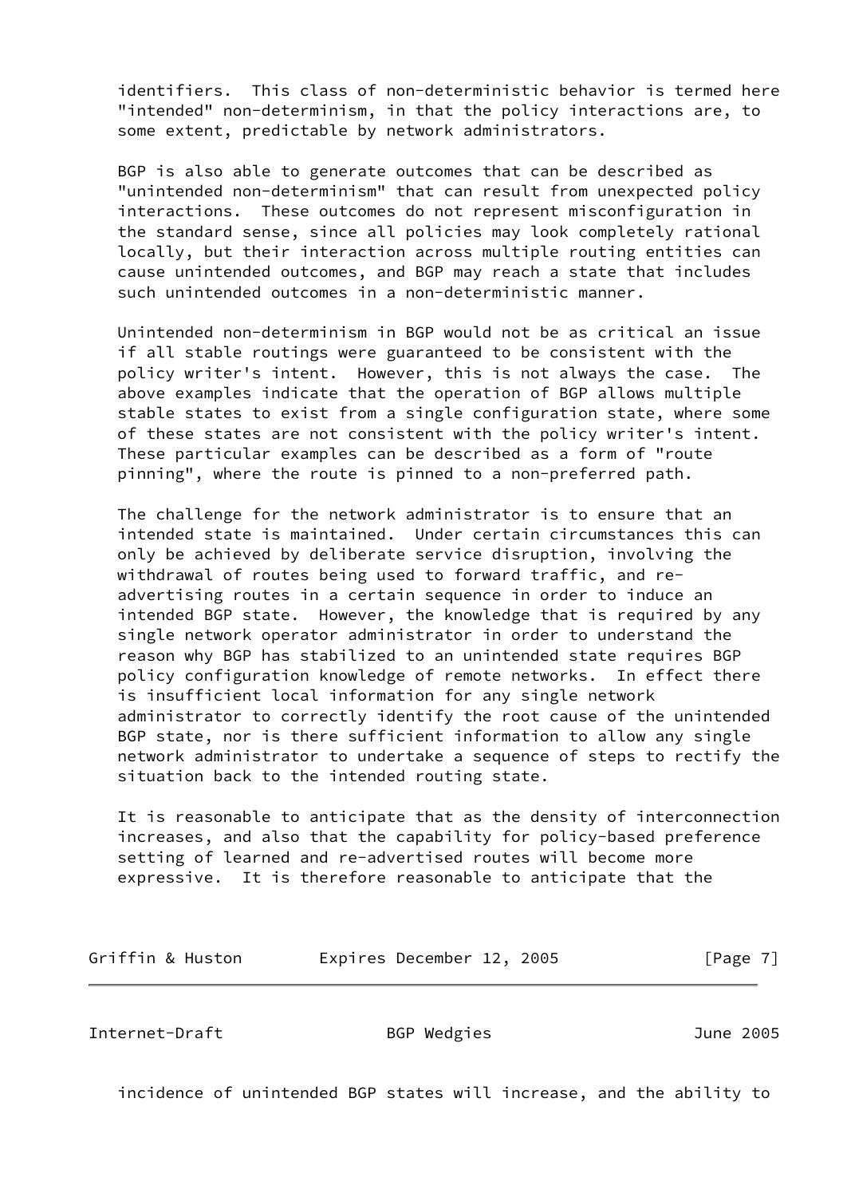identifiers. This class of non-deterministic behavior is termed here "intended" non-determinism, in that the policy interactions are, to some extent, predictable by network administrators.

BGP is also able to generate outcomes that can be described as "unintended non-determinism" that can result from unexpected policy interactions. These outcomes do not represent misconfiguration in the standard sense, since all policies may look completely rational locally, but their interaction across multiple routing entities can cause unintended outcomes, and BGP may reach a state that includes such unintended outcomes in a non-deterministic manner.

Unintended non-determinism in BGP would not be as critical an issue if all stable routings were guaranteed to be consistent with the policy writer's intent. However, this is not always the case. The above examples indicate that the operation of BGP allows multiple stable states to exist from a single configuration state, where some of these states are not consistent with the policy writer's intent. These particular examples can be described as a form of "route pinning", where the route is pinned to a non-preferred path.

The challenge for the network administrator is to ensure that an intended state is maintained. Under certain circumstances this can only be achieved by deliberate service disruption, involving the withdrawal of routes being used to forward traffic, and re-advertising routes in a certain sequence in order to induce an intended BGP state. However, the knowledge that is required by any single network operator administrator in order to understand the reason why BGP has stabilized to an unintended state requires BGP policy configuration knowledge of remote networks. In effect there is insufficient local information for any single network administrator to correctly identify the root cause of the unintended BGP state, nor is there sufficient information to allow any single network administrator to undertake a sequence of steps to rectify the situation back to the intended routing state.

It is reasonable to anticipate that as the density of interconnection increases, and also that the capability for policy-based preference setting of learned and re-advertised routes will become more expressive. It is therefore reasonable to anticipate that the incidence of unintended BGP states will increase, and the ability to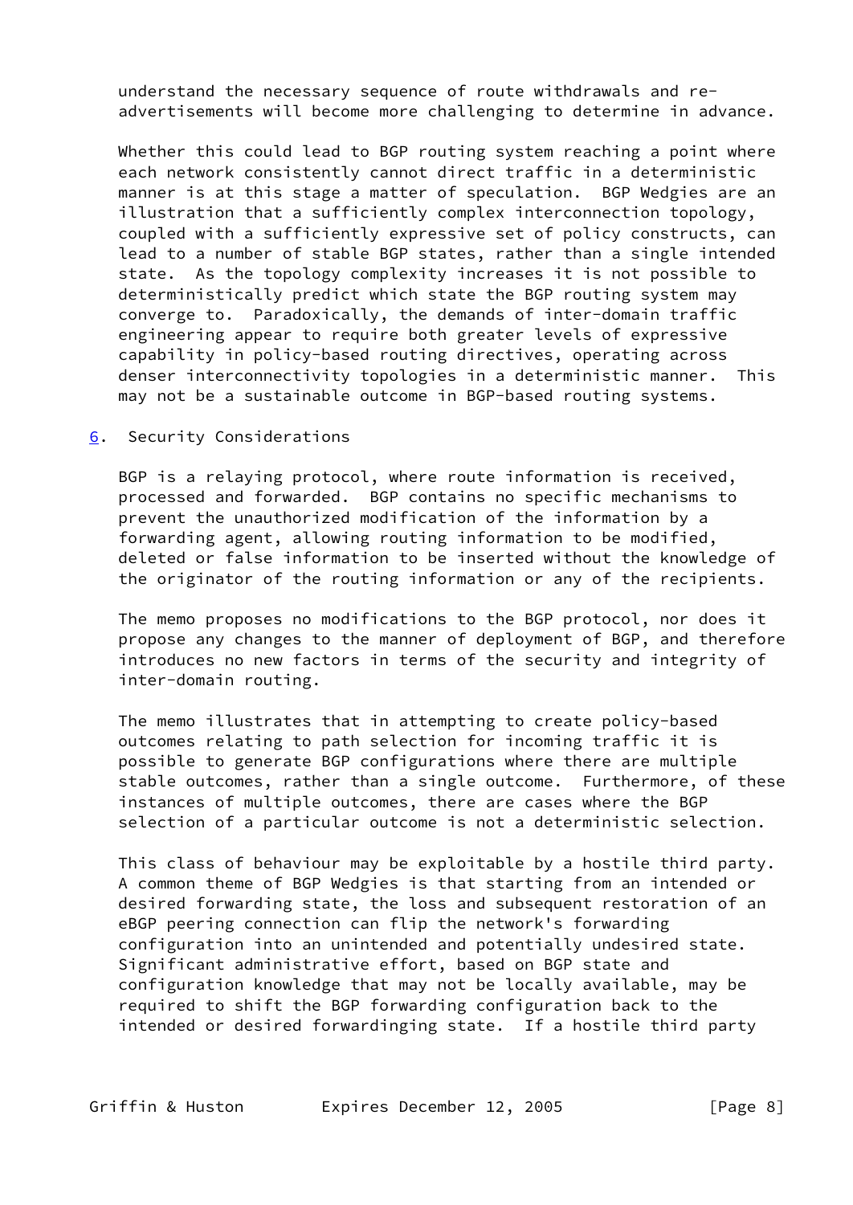understand the necessary sequence of route withdrawals and re-advertisements will become more challenging to determine in advance.

Whether this could lead to BGP routing system reaching a point where each network consistently cannot direct traffic in a deterministic manner is at this stage a matter of speculation. BGP Wedgies are an illustration that a sufficiently complex interconnection topology, coupled with a sufficiently expressive set of policy constructs, can lead to a number of stable BGP states, rather than a single intended state. As the topology complexity increases it is not possible to deterministically predict which state the BGP routing system may converge to. Paradoxically, the demands of inter-domain traffic engineering appear to require both greater levels of expressive capability in policy-based routing directives, operating across denser interconnectivity topologies in a deterministic manner. This may not be a sustainable outcome in BGP-based routing systems.

## 6. Security Considerations

BGP is a relaying protocol, where route information is received, processed and forwarded. BGP contains no specific mechanisms to prevent the unauthorized modification of the information by a forwarding agent, allowing routing information to be modified, deleted or false information to be inserted without the knowledge of the originator of the routing information or any of the recipients.

The memo proposes no modifications to the BGP protocol, nor does it propose any changes to the manner of deployment of BGP, and therefore introduces no new factors in terms of the security and integrity of inter-domain routing.

The memo illustrates that in attempting to create policy-based outcomes relating to path selection for incoming traffic it is possible to generate BGP configurations where there are multiple stable outcomes, rather than a single outcome. Furthermore, of these instances of multiple outcomes, there are cases where the BGP selection of a particular outcome is not a deterministic selection.

This class of behaviour may be exploitable by a hostile third party. A common theme of BGP Wedgies is that starting from an intended or desired forwarding state, the loss and subsequent restoration of an eBGP peering connection can flip the network's forwarding configuration into an unintended and potentially undesired state. Significant administrative effort, based on BGP state and configuration knowledge that may not be locally available, may be required to shift the BGP forwarding configuration back to the intended or desired forwardinging state. If a hostile third party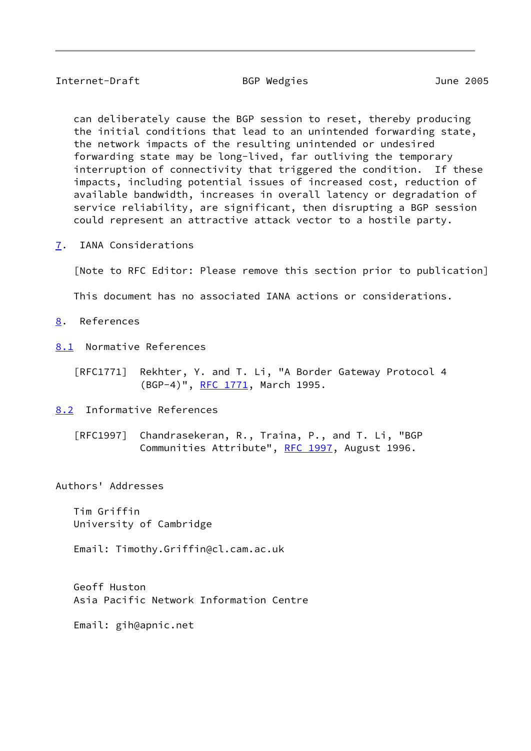can deliberately cause the BGP session to reset, thereby producing the initial conditions that lead to an unintended forwarding state, the network impacts of the resulting unintended or undesired forwarding state may be long-lived, far outliving the temporary interruption of connectivity that triggered the condition. If these impacts, including potential issues of increased cost, reduction of available bandwidth, increases in overall latency or degradation of service reliability, are significant, then disrupting a BGP session could represent an attractive attack vector to a hostile party.

## 7. IANA Considerations

[Note to RFC Editor: Please remove this section prior to publication]

This document has no associated IANA actions or considerations.

## 8. References

### 8.1 Normative References

[RFC1771] Rekhter, Y. and T. Li, "A Border Gateway Protocol 4 (BGP-4)", RFC 1771, March 1995.

### 8.2 Informative References

[RFC1997] Chandrasekeran, R., Traina, P., and T. Li, "BGP Communities Attribute", RFC 1997, August 1996.

## Authors' Addresses

Tim Griffin
University of Cambridge

Email: Timothy.Griffin@cl.cam.ac.uk

Geoff Huston
Asia Pacific Network Information Centre

Email: gih@apnic.net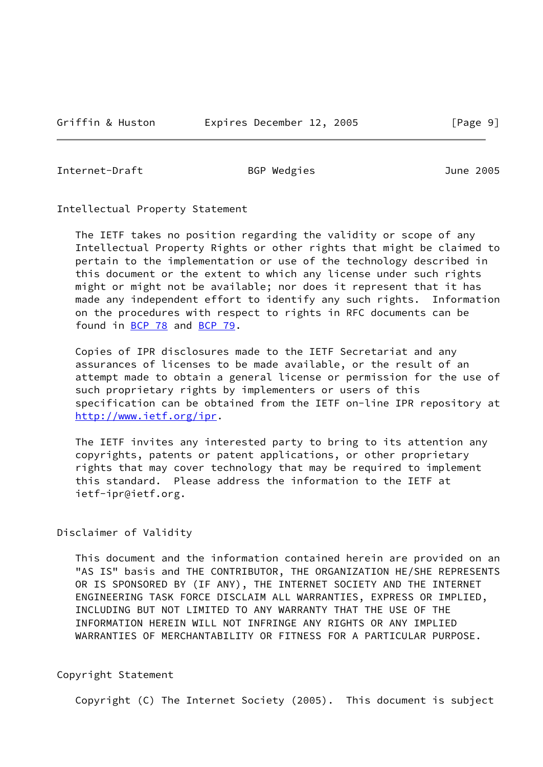## Intellectual Property Statement

The IETF takes no position regarding the validity or scope of any Intellectual Property Rights or other rights that might be claimed to pertain to the implementation or use of the technology described in this document or the extent to which any license under such rights might or might not be available; nor does it represent that it has made any independent effort to identify any such rights. Information on the procedures with respect to rights in RFC documents can be found in BCP 78 and BCP 79.

Copies of IPR disclosures made to the IETF Secretariat and any assurances of licenses to be made available, or the result of an attempt made to obtain a general license or permission for the use of such proprietary rights by implementers or users of this specification can be obtained from the IETF on-line IPR repository at http://www.ietf.org/ipr.

The IETF invites any interested party to bring to its attention any copyrights, patents or patent applications, or other proprietary rights that may cover technology that may be required to implement this standard. Please address the information to the IETF at ietf-ipr@ietf.org.

## Disclaimer of Validity

This document and the information contained herein are provided on an "AS IS" basis and THE CONTRIBUTOR, THE ORGANIZATION HE/SHE REPRESENTS OR IS SPONSORED BY (IF ANY), THE INTERNET SOCIETY AND THE INTERNET ENGINEERING TASK FORCE DISCLAIM ALL WARRANTIES, EXPRESS OR IMPLIED, INCLUDING BUT NOT LIMITED TO ANY WARRANTY THAT THE USE OF THE INFORMATION HEREIN WILL NOT INFRINGE ANY RIGHTS OR ANY IMPLIED WARRANTIES OF MERCHANTABILITY OR FITNESS FOR A PARTICULAR PURPOSE.

## Copyright Statement

Copyright (C) The Internet Society (2005). This document is subject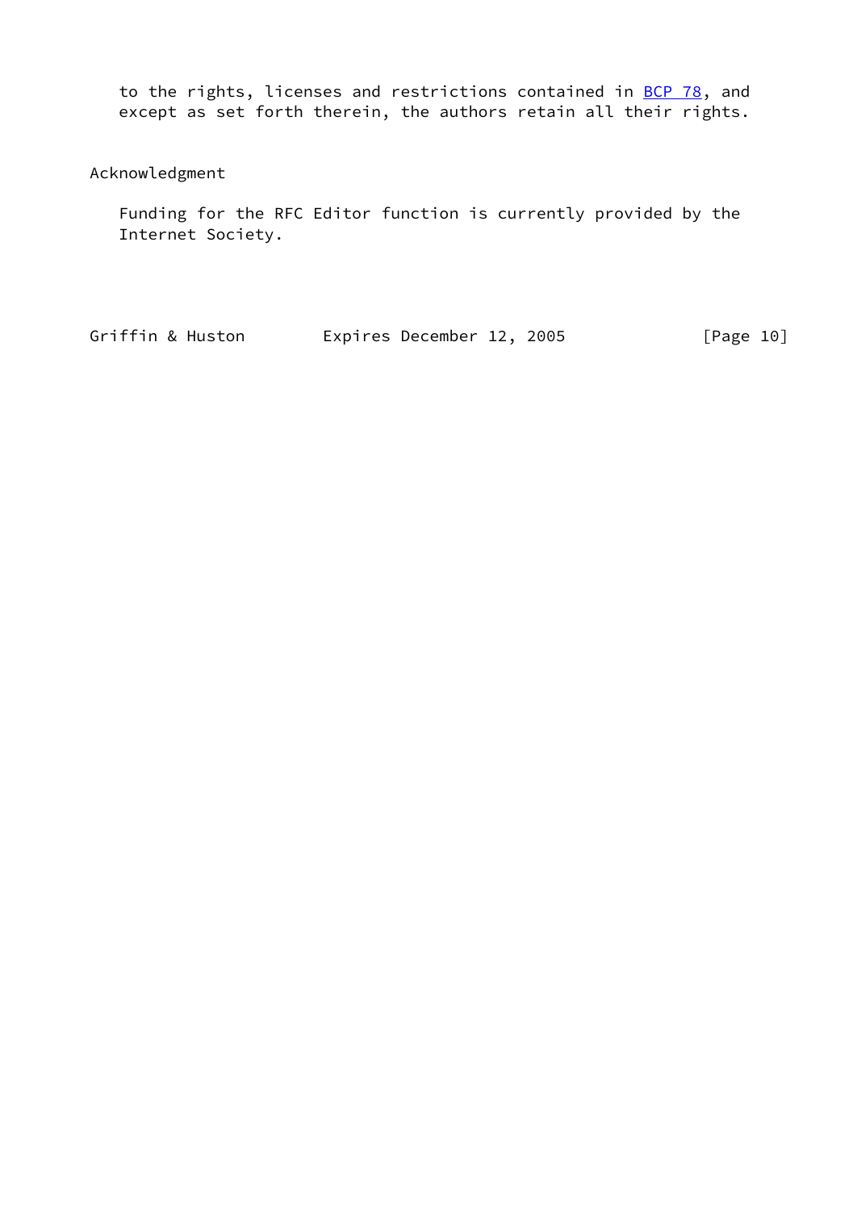to the rights, licenses and restrictions contained in BCP 78, and except as set forth therein, the authors retain all their rights.

## Acknowledgment

Funding for the RFC Editor function is currently provided by the Internet Society.